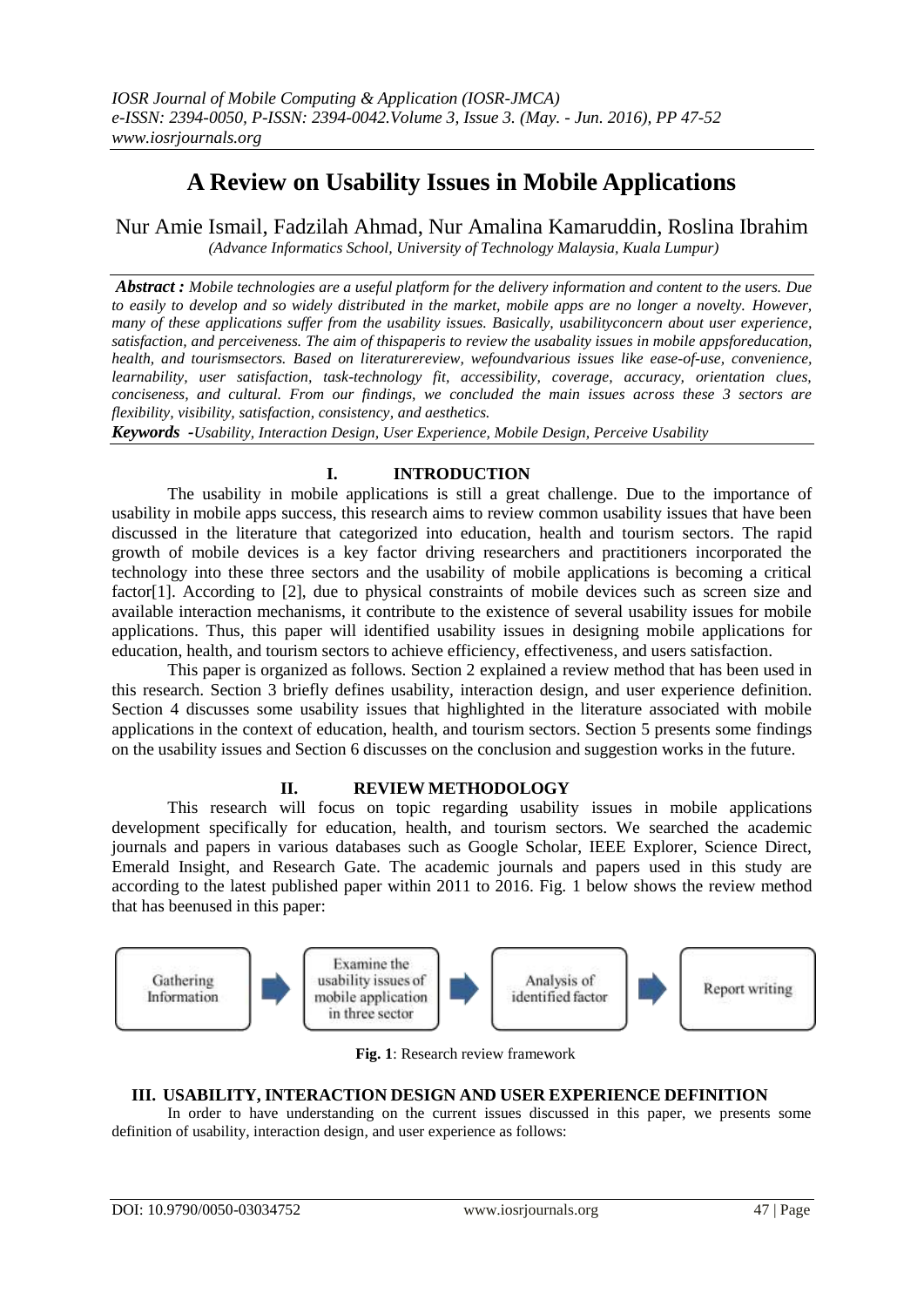# A Review on Usability Issues in Mobile Applications

Nur Amie Ismail, Fadzilah Ahmad, Nur Amalina Kamaruddin, Roslina Ibrahim

*(Advance Informatics School, University of Technology Malaysia, Kuala Lumpur)*

***Abstract :*** *Mobile technologies are a useful platform for the delivery information and content to the users. Due to easily to develop and so widely distributed in the market, mobile apps are no longer a novelty. However, many of these applications suffer from the usability issues. Basically, usabilityconcern about user experience, satisfaction, and perceiveness. The aim of thispaperis to review the usabality issues in mobile appsforeducation, health, and tourismsectors. Based on literaturereview, wefoundvarious issues like ease-of-use, convenience, learnability, user satisfaction, task-technology fit, accessibility, coverage, accuracy, orientation clues, conciseness, and cultural. From our findings, we concluded the main issues across these 3 sectors are flexibility, visibility, satisfaction, consistency, and aesthetics.*

***Keywords -****Usability, Interaction Design, User Experience, Mobile Design, Perceive Usability*

## I. INTRODUCTION

The usability in mobile applications is still a great challenge. Due to the importance of usability in mobile apps success, this research aims to review common usability issues that have been discussed in the literature that categorized into education, health and tourism sectors. The rapid growth of mobile devices is a key factor driving researchers and practitioners incorporated the technology into these three sectors and the usability of mobile applications is becoming a critical factor[1]. According to [2], due to physical constraints of mobile devices such as screen size and available interaction mechanisms, it contribute to the existence of several usability issues for mobile applications. Thus, this paper will identified usability issues in designing mobile applications for education, health, and tourism sectors to achieve efficiency, effectiveness, and users satisfaction.

This paper is organized as follows. Section 2 explained a review method that has been used in this research. Section 3 briefly defines usability, interaction design, and user experience definition. Section 4 discusses some usability issues that highlighted in the literature associated with mobile applications in the context of education, health, and tourism sectors. Section 5 presents some findings on the usability issues and Section 6 discusses on the conclusion and suggestion works in the future.

## II. REVIEW METHODOLOGY

This research will focus on topic regarding usability issues in mobile applications development specifically for education, health, and tourism sectors. We searched the academic journals and papers in various databases such as Google Scholar, IEEE Explorer, Science Direct, Emerald Insight, and Research Gate. The academic journals and papers used in this study are according to the latest published paper within 2011 to 2016. Fig. 1 below shows the review method that has beenused in this paper:

Gathering Information → Examine the usability issues of mobile application in three sector → Analysis of identified factor → Report writing

**Fig. 1**: Research review framework

## III. USABILITY, INTERACTION DESIGN AND USER EXPERIENCE DEFINITION

In order to have understanding on the current issues discussed in this paper, we presents some definition of usability, interaction design, and user experience as follows: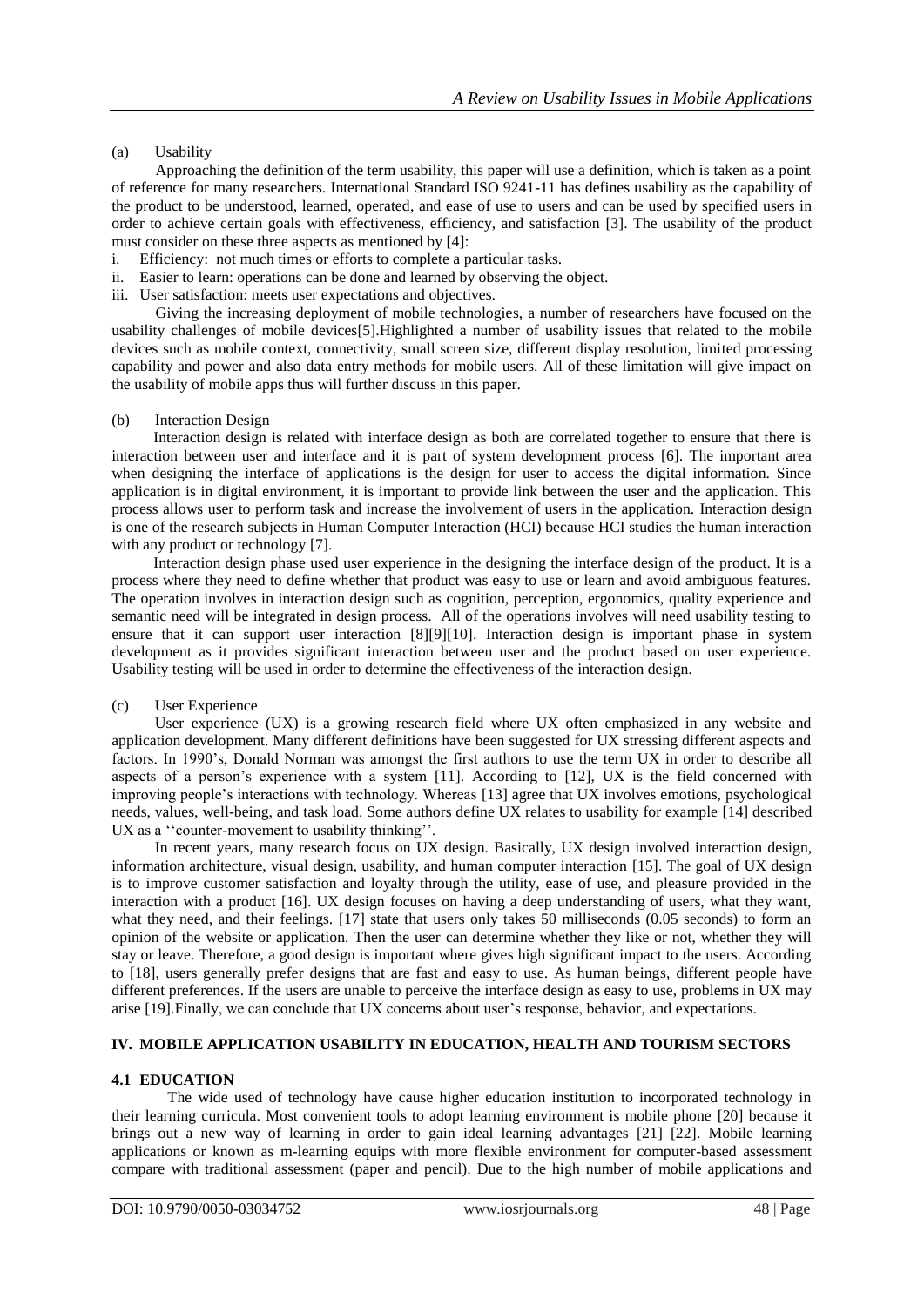(a) Usability

Approaching the definition of the term usability, this paper will use a definition, which is taken as a point of reference for many researchers. International Standard ISO 9241-11 has defines usability as the capability of the product to be understood, learned, operated, and ease of use to users and can be used by specified users in order to achieve certain goals with effectiveness, efficiency, and satisfaction [3]. The usability of the product must consider on these three aspects as mentioned by [4]:

i. Efficiency: not much times or efforts to complete a particular tasks.
ii. Easier to learn: operations can be done and learned by observing the object.
iii. User satisfaction: meets user expectations and objectives.

Giving the increasing deployment of mobile technologies, a number of researchers have focused on the usability challenges of mobile devices[5].Highlighted a number of usability issues that related to the mobile devices such as mobile context, connectivity, small screen size, different display resolution, limited processing capability and power and also data entry methods for mobile users. All of these limitation will give impact on the usability of mobile apps thus will further discuss in this paper.

(b) Interaction Design

Interaction design is related with interface design as both are correlated together to ensure that there is interaction between user and interface and it is part of system development process [6]. The important area when designing the interface of applications is the design for user to access the digital information. Since application is in digital environment, it is important to provide link between the user and the application. This process allows user to perform task and increase the involvement of users in the application. Interaction design is one of the research subjects in Human Computer Interaction (HCI) because HCI studies the human interaction with any product or technology [7].

Interaction design phase used user experience in the designing the interface design of the product. It is a process where they need to define whether that product was easy to use or learn and avoid ambiguous features. The operation involves in interaction design such as cognition, perception, ergonomics, quality experience and semantic need will be integrated in design process. All of the operations involves will need usability testing to ensure that it can support user interaction [8][9][10]. Interaction design is important phase in system development as it provides significant interaction between user and the product based on user experience. Usability testing will be used in order to determine the effectiveness of the interaction design.

(c) User Experience

User experience (UX) is a growing research field where UX often emphasized in any website and application development. Many different definitions have been suggested for UX stressing different aspects and factors. In 1990's, Donald Norman was amongst the first authors to use the term UX in order to describe all aspects of a person's experience with a system [11]. According to [12], UX is the field concerned with improving people's interactions with technology. Whereas [13] agree that UX involves emotions, psychological needs, values, well-being, and task load. Some authors define UX relates to usability for example [14] described UX as a ''counter-movement to usability thinking''.

In recent years, many research focus on UX design. Basically, UX design involved interaction design, information architecture, visual design, usability, and human computer interaction [15]. The goal of UX design is to improve customer satisfaction and loyalty through the utility, ease of use, and pleasure provided in the interaction with a product [16]. UX design focuses on having a deep understanding of users, what they want, what they need, and their feelings. [17] state that users only takes 50 milliseconds (0.05 seconds) to form an opinion of the website or application. Then the user can determine whether they like or not, whether they will stay or leave. Therefore, a good design is important where gives high significant impact to the users. According to [18], users generally prefer designs that are fast and easy to use. As human beings, different people have different preferences. If the users are unable to perceive the interface design as easy to use, problems in UX may arise [19].Finally, we can conclude that UX concerns about user's response, behavior, and expectations.

## IV. MOBILE APPLICATION USABILITY IN EDUCATION, HEALTH AND TOURISM SECTORS

### 4.1 EDUCATION

The wide used of technology have cause higher education institution to incorporated technology in their learning curricula. Most convenient tools to adopt learning environment is mobile phone [20] because it brings out a new way of learning in order to gain ideal learning advantages [21] [22]. Mobile learning applications or known as m-learning equips with more flexible environment for computer-based assessment compare with traditional assessment (paper and pencil). Due to the high number of mobile applications and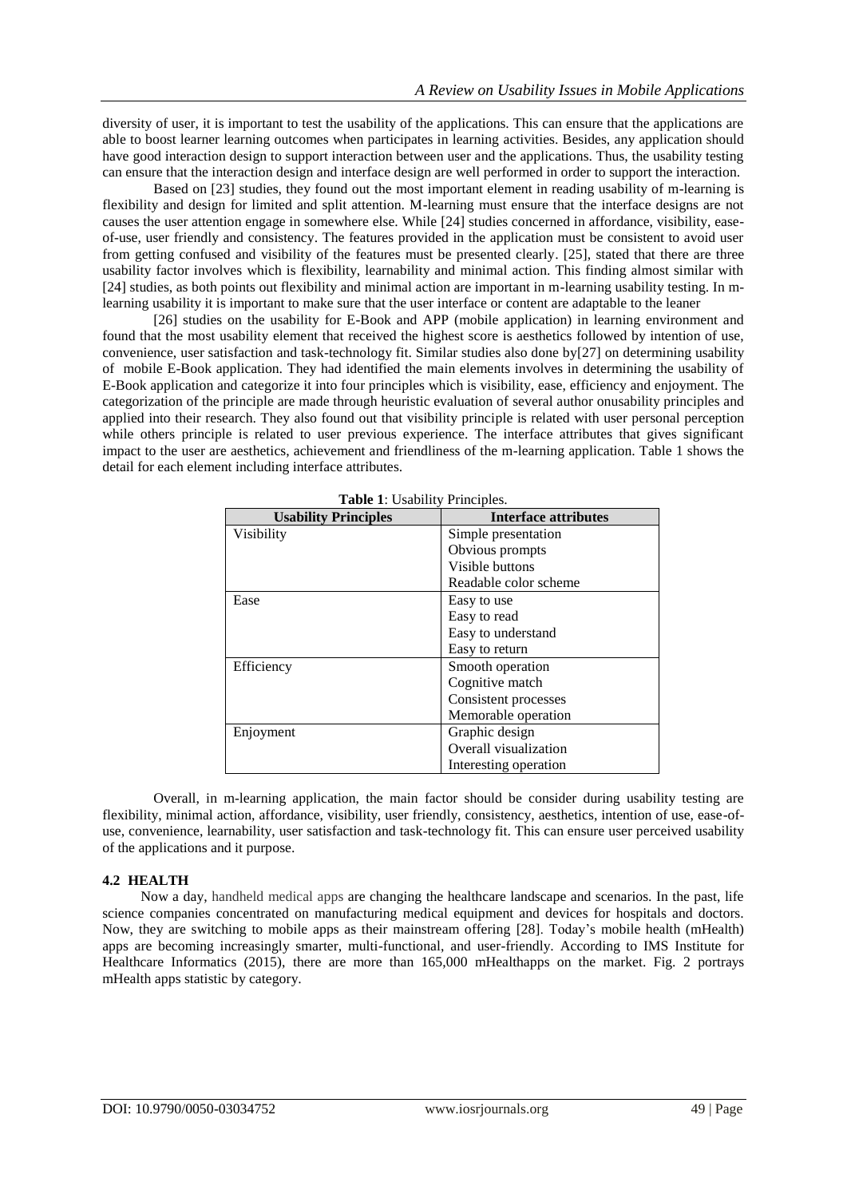diversity of user, it is important to test the usability of the applications. This can ensure that the applications are able to boost learner learning outcomes when participates in learning activities. Besides, any application should have good interaction design to support interaction between user and the applications. Thus, the usability testing can ensure that the interaction design and interface design are well performed in order to support the interaction.

Based on [23] studies, they found out the most important element in reading usability of m-learning is flexibility and design for limited and split attention. M-learning must ensure that the interface designs are not causes the user attention engage in somewhere else. While [24] studies concerned in affordance, visibility, ease-of-use, user friendly and consistency. The features provided in the application must be consistent to avoid user from getting confused and visibility of the features must be presented clearly. [25], stated that there are three usability factor involves which is flexibility, learnability and minimal action. This finding almost similar with [24] studies, as both points out flexibility and minimal action are important in m-learning usability testing. In m-learning usability it is important to make sure that the user interface or content are adaptable to the leaner

[26] studies on the usability for E-Book and APP (mobile application) in learning environment and found that the most usability element that received the highest score is aesthetics followed by intention of use, convenience, user satisfaction and task-technology fit. Similar studies also done by[27] on determining usability of mobile E-Book application. They had identified the main elements involves in determining the usability of E-Book application and categorize it into four principles which is visibility, ease, efficiency and enjoyment. The categorization of the principle are made through heuristic evaluation of several author onusability principles and applied into their research. They also found out that visibility principle is related with user personal perception while others principle is related to user previous experience. The interface attributes that gives significant impact to the user are aesthetics, achievement and friendliness of the m-learning application. Table 1 shows the detail for each element including interface attributes.

**Table 1**: Usability Principles.

| Usability Principles | Interface attributes |
| --- | --- |
| Visibility | Simple presentation<br>Obvious prompts<br>Visible buttons<br>Readable color scheme |
| Ease | Easy to use<br>Easy to read<br>Easy to understand<br>Easy to return |
| Efficiency | Smooth operation<br>Cognitive match<br>Consistent processes<br>Memorable operation |
| Enjoyment | Graphic design<br>Overall visualization<br>Interesting operation |

Overall, in m-learning application, the main factor should be consider during usability testing are flexibility, minimal action, affordance, visibility, user friendly, consistency, aesthetics, intention of use, ease-of-use, convenience, learnability, user satisfaction and task-technology fit. This can ensure user perceived usability of the applications and it purpose.

### 4.2 HEALTH

Now a day, handheld medical apps are changing the healthcare landscape and scenarios. In the past, life science companies concentrated on manufacturing medical equipment and devices for hospitals and doctors. Now, they are switching to mobile apps as their mainstream offering [28]. Today's mobile health (mHealth) apps are becoming increasingly smarter, multi-functional, and user-friendly. According to IMS Institute for Healthcare Informatics (2015), there are more than 165,000 mHealthapps on the market. Fig. 2 portrays mHealth apps statistic by category.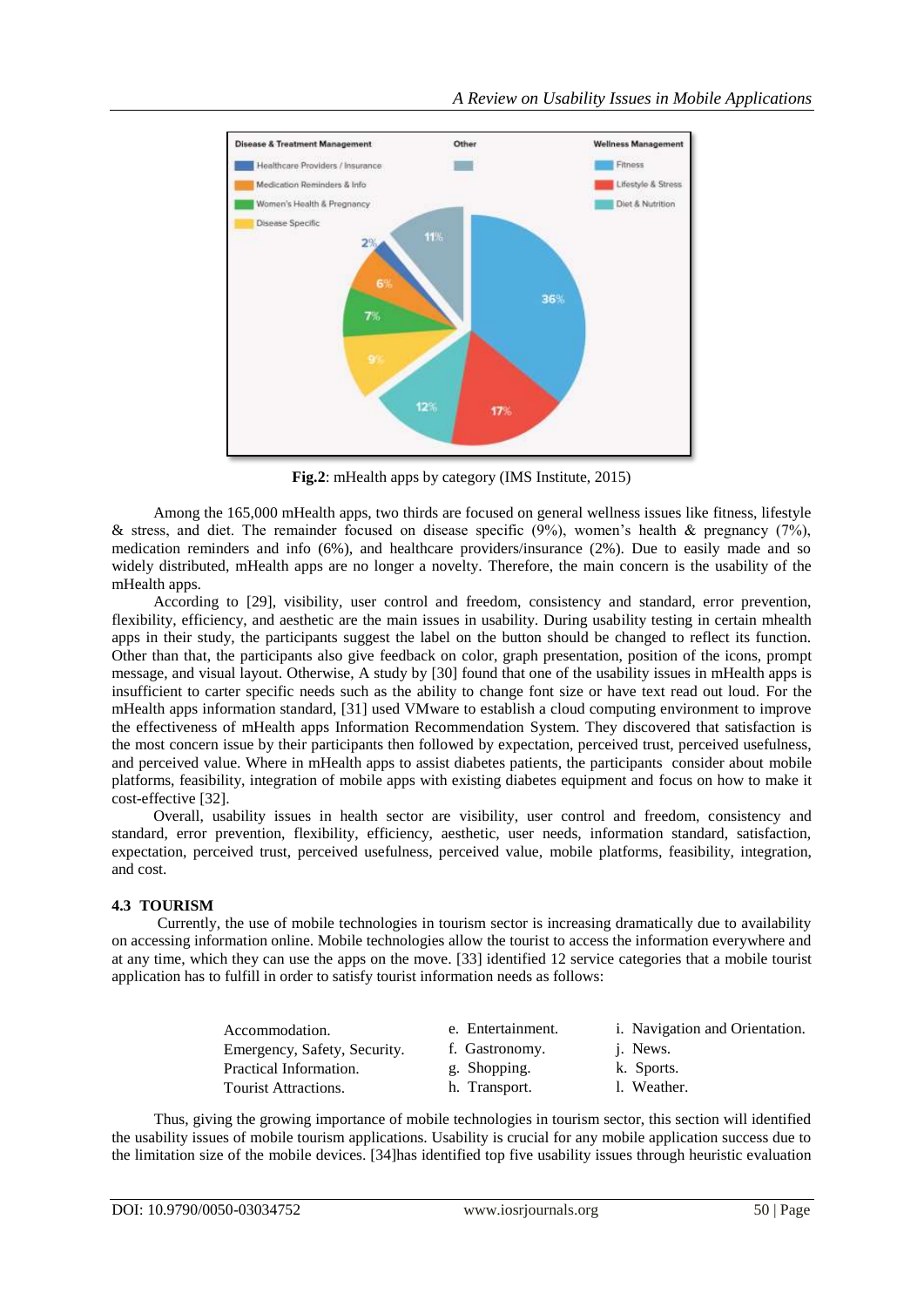**Fig.2**: mHealth apps by category (IMS Institute, 2015)

Among the 165,000 mHealth apps, two thirds are focused on general wellness issues like fitness, lifestyle & stress, and diet. The remainder focused on disease specific (9%), women's health & pregnancy (7%), medication reminders and info (6%), and healthcare providers/insurance (2%). Due to easily made and so widely distributed, mHealth apps are no longer a novelty. Therefore, the main concern is the usability of the mHealth apps.

According to [29], visibility, user control and freedom, consistency and standard, error prevention, flexibility, efficiency, and aesthetic are the main issues in usability. During usability testing in certain mhealth apps in their study, the participants suggest the label on the button should be changed to reflect its function. Other than that, the participants also give feedback on color, graph presentation, position of the icons, prompt message, and visual layout. Otherwise, A study by [30] found that one of the usability issues in mHealth apps is insufficient to carter specific needs such as the ability to change font size or have text read out loud. For the mHealth apps information standard, [31] used VMware to establish a cloud computing environment to improve the effectiveness of mHealth apps Information Recommendation System. They discovered that satisfaction is the most concern issue by their participants then followed by expectation, perceived trust, perceived usefulness, and perceived value. Where in mHealth apps to assist diabetes patients, the participants consider about mobile platforms, feasibility, integration of mobile apps with existing diabetes equipment and focus on how to make it cost-effective [32].

Overall, usability issues in health sector are visibility, user control and freedom, consistency and standard, error prevention, flexibility, efficiency, aesthetic, user needs, information standard, satisfaction, expectation, perceived trust, perceived usefulness, perceived value, mobile platforms, feasibility, integration, and cost.

### 4.3 TOURISM

Currently, the use of mobile technologies in tourism sector is increasing dramatically due to availability on accessing information online. Mobile technologies allow the tourist to access the information everywhere and at any time, which they can use the apps on the move. [33] identified 12 service categories that a mobile tourist application has to fulfill in order to satisfy tourist information needs as follows:

a. Accommodation.
b. Emergency, Safety, Security.
c. Practical Information.
d. Tourist Attractions.
e. Entertainment.
f. Gastronomy.
g. Shopping.
h. Transport.
i. Navigation and Orientation.
j. News.
k. Sports.
l. Weather.

Thus, giving the growing importance of mobile technologies in tourism sector, this section will identified the usability issues of mobile tourism applications. Usability is crucial for any mobile application success due to the limitation size of the mobile devices. [34]has identified top five usability issues through heuristic evaluation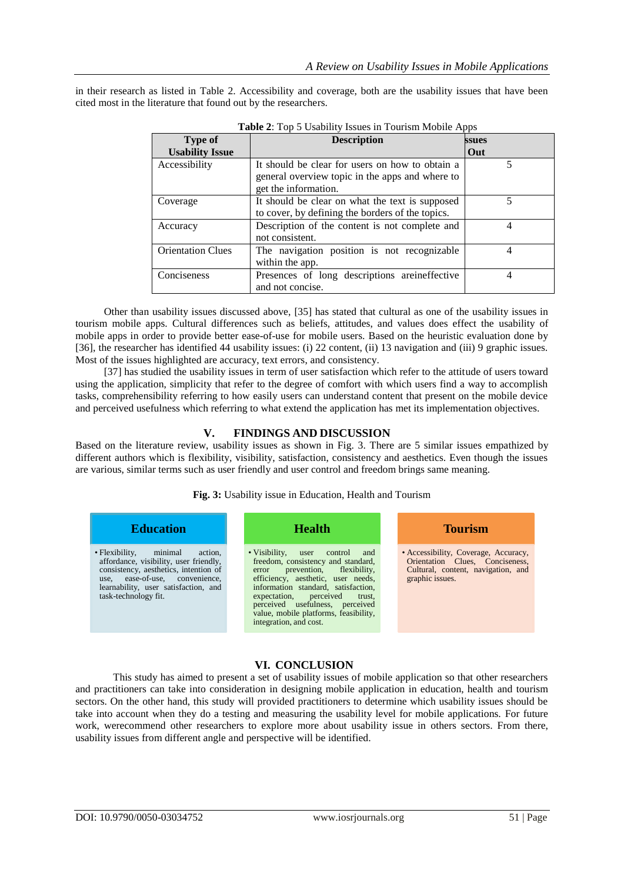in their research as listed in Table 2. Accessibility and coverage, both are the usability issues that have been cited most in the literature that found out by the researchers.

**Table 2**: Top 5 Usability Issues in Tourism Mobile Apps

| Type of Usability Issue | Description | ssues Out |
|---|---|---|
| Accessibility | It should be clear for users on how to obtain a general overview topic in the apps and where to get the information. | 5 |
| Coverage | It should be clear on what the text is supposed to cover, by defining the borders of the topics. | 5 |
| Accuracy | Description of the content is not complete and not consistent. | 4 |
| Orientation Clues | The navigation position is not recognizable within the app. | 4 |
| Conciseness | Presences of long descriptions areineffective and not concise. | 4 |

Other than usability issues discussed above, [35] has stated that cultural as one of the usability issues in tourism mobile apps. Cultural differences such as beliefs, attitudes, and values does effect the usability of mobile apps in order to provide better ease-of-use for mobile users. Based on the heuristic evaluation done by [36], the researcher has identified 44 usability issues: (i) 22 content, (ii) 13 navigation and (iii) 9 graphic issues. Most of the issues highlighted are accuracy, text errors, and consistency.

[37] has studied the usability issues in term of user satisfaction which refer to the attitude of users toward using the application, simplicity that refer to the degree of comfort with which users find a way to accomplish tasks, comprehensibility referring to how easily users can understand content that present on the mobile device and perceived usefulness which referring to what extend the application has met its implementation objectives.

## V. FINDINGS AND DISCUSSION

Based on the literature review, usability issues as shown in Fig. 3. There are 5 similar issues empathized by different authors which is flexibility, visibility, satisfaction, consistency and aesthetics. Even though the issues are various, similar terms such as user friendly and user control and freedom brings same meaning.

**Fig. 3:** Usability issue in Education, Health and Tourism

| Education | Health | Tourism |
|---|---|---|
| • Flexibility, minimal action, affordance, visibility, user friendly, consistency, aesthetics, intention of use, ease-of-use, convenience, learnability, user satisfaction, and task-technology fit. | • Visibility, user control and freedom, consistency and standard, error prevention, flexibility, efficiency, aesthetic, user needs, information standard, satisfaction, expectation, perceived trust, perceived usefulness, perceived value, mobile platforms, feasibility, integration, and cost. | • Accessibility, Coverage, Accuracy, Orientation Clues, Conciseness, Cultural, content, navigation, and graphic issues. |

## VI. CONCLUSION

This study has aimed to present a set of usability issues of mobile application so that other researchers and practitioners can take into consideration in designing mobile application in education, health and tourism sectors. On the other hand, this study will provided practitioners to determine which usability issues should be take into account when they do a testing and measuring the usability level for mobile applications. For future work, werecommend other researchers to explore more about usability issue in others sectors. From there, usability issues from different angle and perspective will be identified.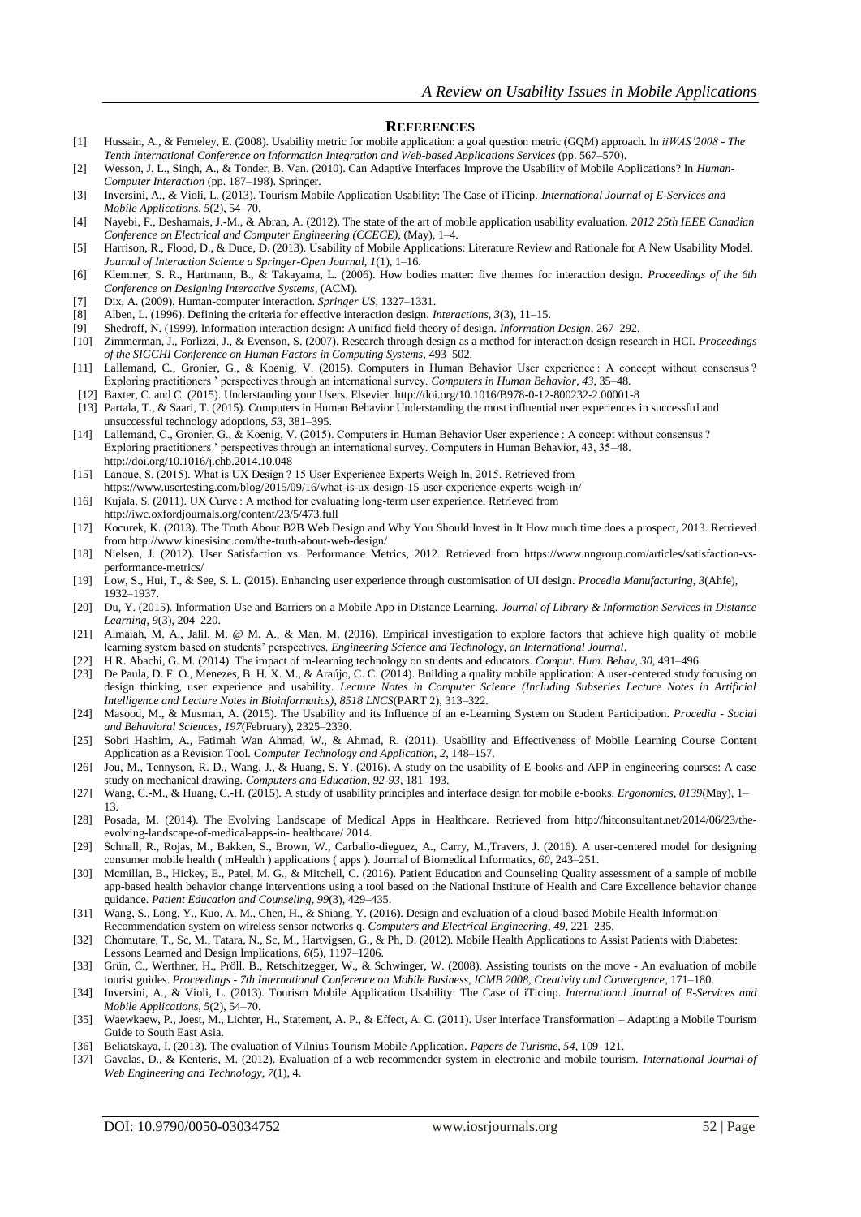## REFERENCES

[1] Hussain, A., & Ferneley, E. (2008). Usability metric for mobile application: a goal question metric (GQM) approach. In *iiWAS'2008 - The Tenth International Conference on Information Integration and Web-based Applications Services* (pp. 567–570).

[2] Wesson, J. L., Singh, A., & Tonder, B. Van. (2010). Can Adaptive Interfaces Improve the Usability of Mobile Applications? In *Human-Computer Interaction* (pp. 187–198). Springer.

[3] Inversini, A., & Violi, L. (2013). Tourism Mobile Application Usability: The Case of iTicinp. *International Journal of E-Services and Mobile Applications*, *5*(2), 54–70.

[4] Nayebi, F., Desharnais, J.-M., & Abran, A. (2012). The state of the art of mobile application usability evaluation. *2012 25th IEEE Canadian Conference on Electrical and Computer Engineering (CCECE)*, (May), 1–4.

[5] Harrison, R., Flood, D., & Duce, D. (2013). Usability of Mobile Applications: Literature Review and Rationale for A New Usability Model. *Journal of Interaction Science a Springer-Open Journal*, *1*(1), 1–16.

[6] Klemmer, S. R., Hartmann, B., & Takayama, L. (2006). How bodies matter: five themes for interaction design. *Proceedings of the 6th Conference on Designing Interactive Systems*, (ACM).

[7] Dix, A. (2009). Human-computer interaction. *Springer US*, 1327–1331.

[8] Alben, L. (1996). Defining the criteria for effective interaction design. *Interactions*, *3*(3), 11–15.

[9] Shedroff, N. (1999). Information interaction design: A unified field theory of design. *Information Design*, 267–292.

[10] Zimmerman, J., Forlizzi, J., & Evenson, S. (2007). Research through design as a method for interaction design research in HCI. *Proceedings of the SIGCHI Conference on Human Factors in Computing Systems*, 493–502.

[11] Lallemand, C., Gronier, G., & Koenig, V. (2015). Computers in Human Behavior User experience : A concept without consensus ? Exploring practitioners ' perspectives through an international survey. *Computers in Human Behavior*, *43*, 35–48.

[12] Baxter, C. and C. (2015). Understanding your Users. Elsevier. http://doi.org/10.1016/B978-0-12-800232-2.00001-8

[13] Partala, T., & Saari, T. (2015). Computers in Human Behavior Understanding the most influential user experiences in successful and unsuccessful technology adoptions, *53*, 381–395.

[14] Lallemand, C., Gronier, G., & Koenig, V. (2015). Computers in Human Behavior User experience : A concept without consensus ? Exploring practitioners ' perspectives through an international survey. Computers in Human Behavior, 43, 35–48. http://doi.org/10.1016/j.chb.2014.10.048

[15] Lanoue, S. (2015). What is UX Design ? 15 User Experience Experts Weigh In, 2015. Retrieved from https://www.usertesting.com/blog/2015/09/16/what-is-ux-design-15-user-experience-experts-weigh-in/

[16] Kujala, S. (2011). UX Curve : A method for evaluating long-term user experience. Retrieved from http://iwc.oxfordjournals.org/content/23/5/473.full

[17] Kocurek, K. (2013). The Truth About B2B Web Design and Why You Should Invest in It How much time does a prospect, 2013. Retrieved from http://www.kinesisinc.com/the-truth-about-web-design/

[18] Nielsen, J. (2012). User Satisfaction vs. Performance Metrics, 2012. Retrieved from https://www.nngroup.com/articles/satisfaction-vs-performance-metrics/

[19] Low, S., Hui, T., & See, S. L. (2015). Enhancing user experience through customisation of UI design. *Procedia Manufacturing*, *3*(Ahfe), 1932–1937.

[20] Du, Y. (2015). Information Use and Barriers on a Mobile App in Distance Learning. *Journal of Library & Information Services in Distance Learning*, *9*(3), 204–220.

[21] Almaiah, M. A., Jalil, M. @ M. A., & Man, M. (2016). Empirical investigation to explore factors that achieve high quality of mobile learning system based on students' perspectives. *Engineering Science and Technology, an International Journal*.

[22] H.R. Abachi, G. M. (2014). The impact of m-learning technology on students and educators. *Comput. Hum. Behav*, *30*, 491–496.

[23] De Paula, D. F. O., Menezes, B. H. X. M., & Araújo, C. C. (2014). Building a quality mobile application: A user-centered study focusing on design thinking, user experience and usability. *Lecture Notes in Computer Science (Including Subseries Lecture Notes in Artificial Intelligence and Lecture Notes in Bioinformatics)*, *8518 LNCS*(PART 2), 313–322.

[24] Masood, M., & Musman, A. (2015). The Usability and its Influence of an e-Learning System on Student Participation. *Procedia - Social and Behavioral Sciences*, *197*(February), 2325–2330.

[25] Sobri Hashim, A., Fatimah Wan Ahmad, W., & Ahmad, R. (2011). Usability and Effectiveness of Mobile Learning Course Content Application as a Revision Tool. *Computer Technology and Application*, *2*, 148–157.

[26] Jou, M., Tennyson, R. D., Wang, J., & Huang, S. Y. (2016). A study on the usability of E-books and APP in engineering courses: A case study on mechanical drawing. *Computers and Education*, *92-93*, 181–193.

[27] Wang, C.-M., & Huang, C.-H. (2015). A study of usability principles and interface design for mobile e-books. *Ergonomics*, *0139*(May), 1–13.

[28] Posada, M. (2014). The Evolving Landscape of Medical Apps in Healthcare. Retrieved from http://hitconsultant.net/2014/06/23/the-evolving-landscape-of-medical-apps-in- healthcare/ 2014.

[29] Schnall, R., Rojas, M., Bakken, S., Brown, W., Carballo-dieguez, A., Carry, M.,Travers, J. (2016). A user-centered model for designing consumer mobile health ( mHealth ) applications ( apps ). Journal of Biomedical Informatics, *60*, 243–251.

[30] Mcmillan, B., Hickey, E., Patel, M. G., & Mitchell, C. (2016). Patient Education and Counseling Quality assessment of a sample of mobile app-based health behavior change interventions using a tool based on the National Institute of Health and Care Excellence behavior change guidance. *Patient Education and Counseling*, *99*(3), 429–435.

[31] Wang, S., Long, Y., Kuo, A. M., Chen, H., & Shiang, Y. (2016). Design and evaluation of a cloud-based Mobile Health Information Recommendation system on wireless sensor networks q. *Computers and Electrical Engineering*, *49*, 221–235.

[32] Chomutare, T., Sc, M., Tatara, N., Sc, M., Hartvigsen, G., & Ph, D. (2012). Mobile Health Applications to Assist Patients with Diabetes: Lessons Learned and Design Implications, *6*(5), 1197–1206.

[33] Grün, C., Werthner, H., Pröll, B., Retschitzegger, W., & Schwinger, W. (2008). Assisting tourists on the move - An evaluation of mobile tourist guides. *Proceedings - 7th International Conference on Mobile Business, ICMB 2008, Creativity and Convergence*, 171–180.

[34] Inversini, A., & Violi, L. (2013). Tourism Mobile Application Usability: The Case of iTicinp. *International Journal of E-Services and Mobile Applications*, *5*(2), 54–70.

[35] Waewkaew, P., Joest, M., Lichter, H., Statement, A. P., & Effect, A. C. (2011). User Interface Transformation – Adapting a Mobile Tourism Guide to South East Asia.

[36] Beliatskaya, I. (2013). The evaluation of Vilnius Tourism Mobile Application. *Papers de Turisme*, *54*, 109–121.

[37] Gavalas, D., & Kenteris, M. (2012). Evaluation of a web recommender system in electronic and mobile tourism. *International Journal of Web Engineering and Technology*, *7*(1), 4.